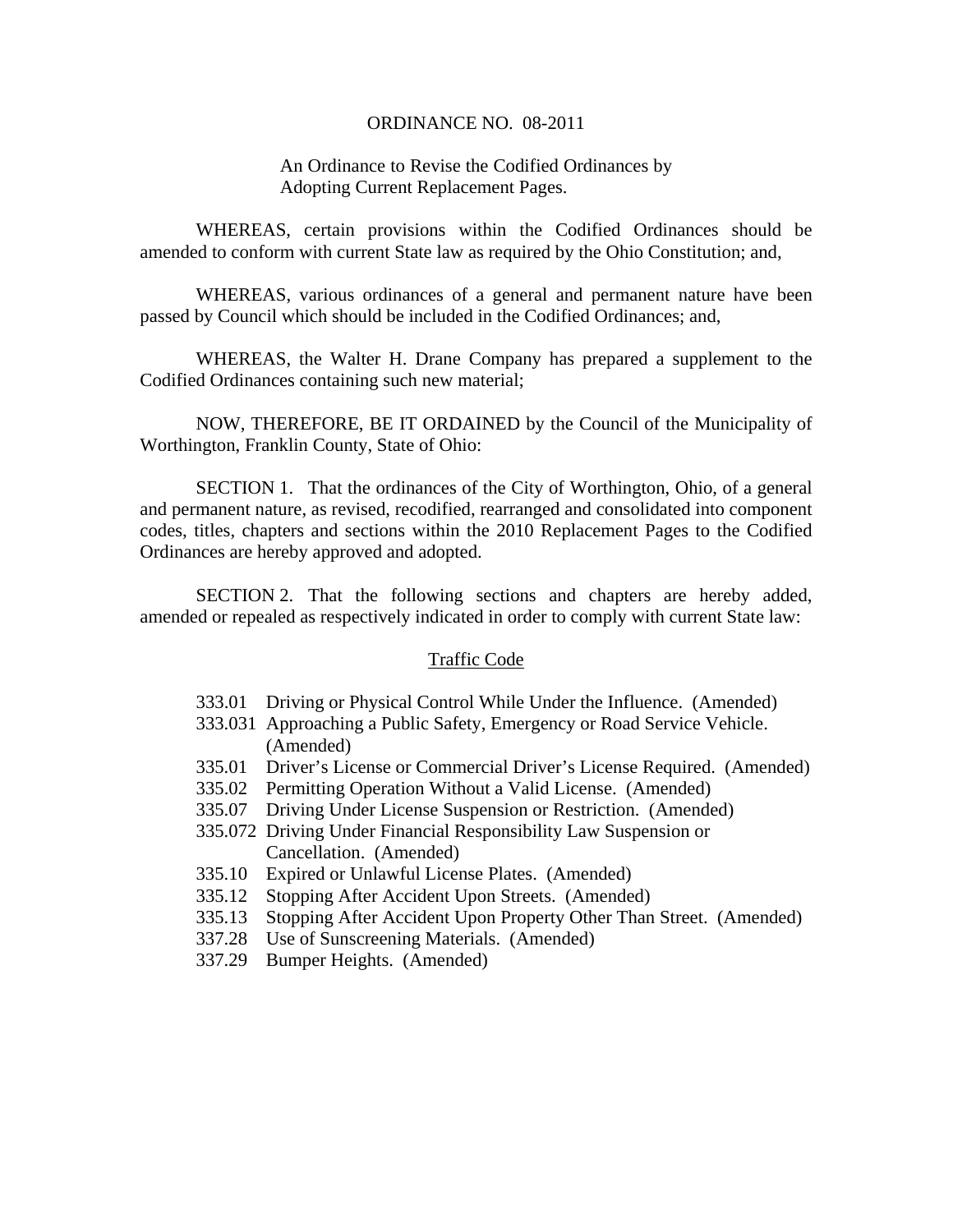# ORDINANCE NO. 08-2011

An Ordinance to Revise the Codified Ordinances by Adopting Current Replacement Pages.

WHEREAS, certain provisions within the Codified Ordinances should be amended to conform with current State law as required by the Ohio Constitution; and,

WHEREAS, various ordinances of a general and permanent nature have been passed by Council which should be included in the Codified Ordinances; and,

WHEREAS, the Walter H. Drane Company has prepared a supplement to the Codified Ordinances containing such new material;

NOW, THEREFORE, BE IT ORDAINED by the Council of the Municipality of Worthington, Franklin County, State of Ohio:

SECTION 1. That the ordinances of the City of Worthington, Ohio, of a general and permanent nature, as revised, recodified, rearranged and consolidated into component codes, titles, chapters and sections within the 2010 Replacement Pages to the Codified Ordinances are hereby approved and adopted.

SECTION 2. That the following sections and chapters are hereby added, amended or repealed as respectively indicated in order to comply with current State law:

## Traffic Code

- 333.01 Driving or Physical Control While Under the Influence. (Amended)
- 333.031 Approaching a Public Safety, Emergency or Road Service Vehicle. (Amended)
- 335.01 Driver's License or Commercial Driver's License Required. (Amended)
- 335.02 Permitting Operation Without a Valid License. (Amended)
- 335.07 Driving Under License Suspension or Restriction. (Amended)
- 335.072 Driving Under Financial Responsibility Law Suspension or Cancellation. (Amended)
- 335.10 Expired or Unlawful License Plates. (Amended)
- 335.12 Stopping After Accident Upon Streets. (Amended)
- 335.13 Stopping After Accident Upon Property Other Than Street. (Amended)
- 337.28 Use of Sunscreening Materials. (Amended)
- 337.29 Bumper Heights. (Amended)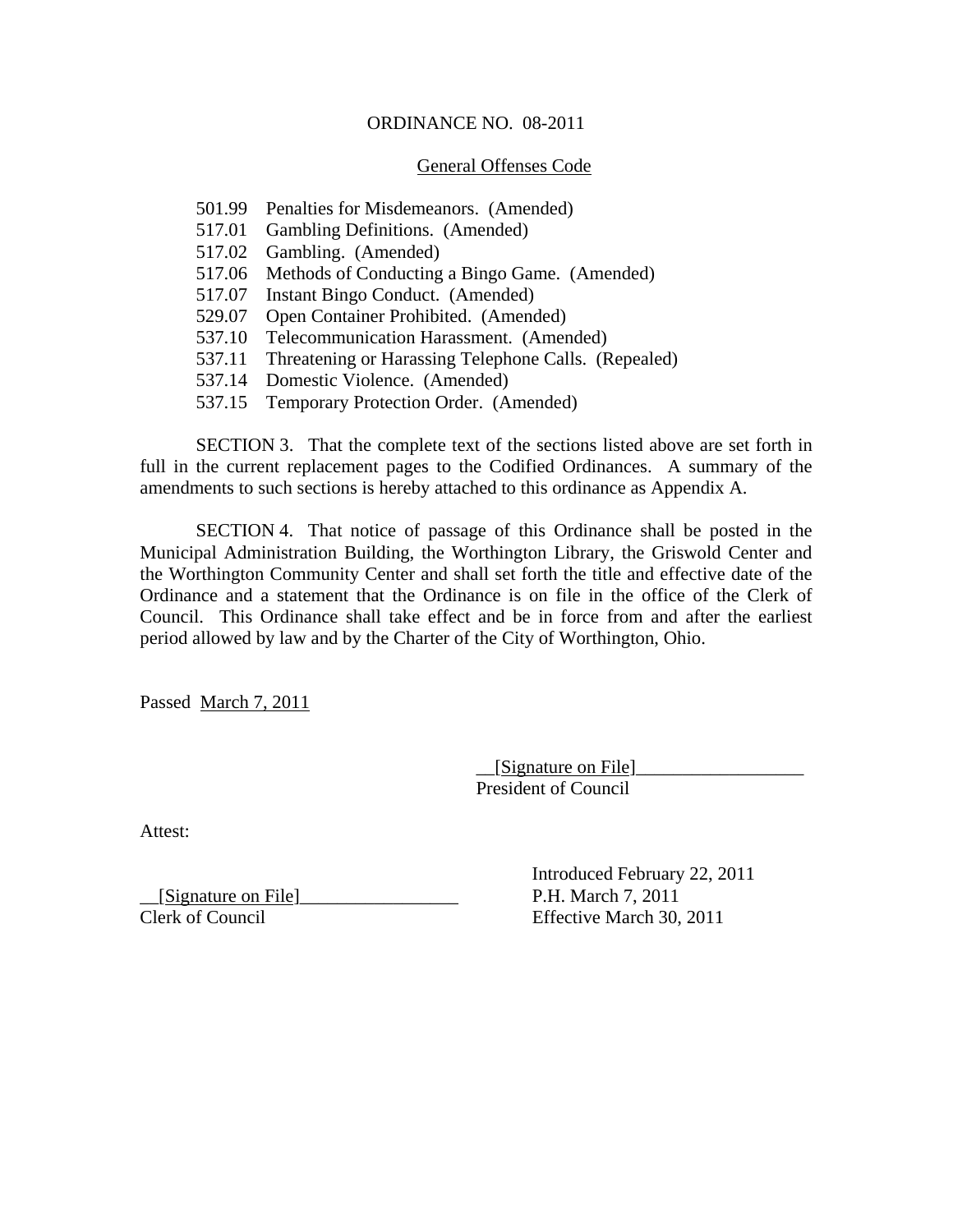ORDINANCE NO. 08-2011

General Offenses Code

501.99 Penalties for Misdemeanors. (Amended)
517.01 Gambling Definitions. (Amended)
517.02 Gambling. (Amended)
517.06 Methods of Conducting a Bingo Game. (Amended)
517.07 Instant Bingo Conduct. (Amended)
529.07 Open Container Prohibited. (Amended)
537.10 Telecommunication Harassment. (Amended)
537.11 Threatening or Harassing Telephone Calls. (Repealed)
537.14 Domestic Violence. (Amended)
537.15 Temporary Protection Order. (Amended)

SECTION 3. That the complete text of the sections listed above are set forth in full in the current replacement pages to the Codified Ordinances. A summary of the amendments to such sections is hereby attached to this ordinance as Appendix A.

SECTION 4. That notice of passage of this Ordinance shall be posted in the Municipal Administration Building, the Worthington Library, the Griswold Center and the Worthington Community Center and shall set forth the title and effective date of the Ordinance and a statement that the Ordinance is on file in the office of the Clerk of Council. This Ordinance shall take effect and be in force from and after the earliest period allowed by law and by the Charter of the City of Worthington, Ohio.

Passed March 7, 2011

__[Signature on File]__________________
President of Council

Attest:

__[Signature on File]_________________
Clerk of Council

Introduced February 22, 2011
P.H. March 7, 2011
Effective March 30, 2011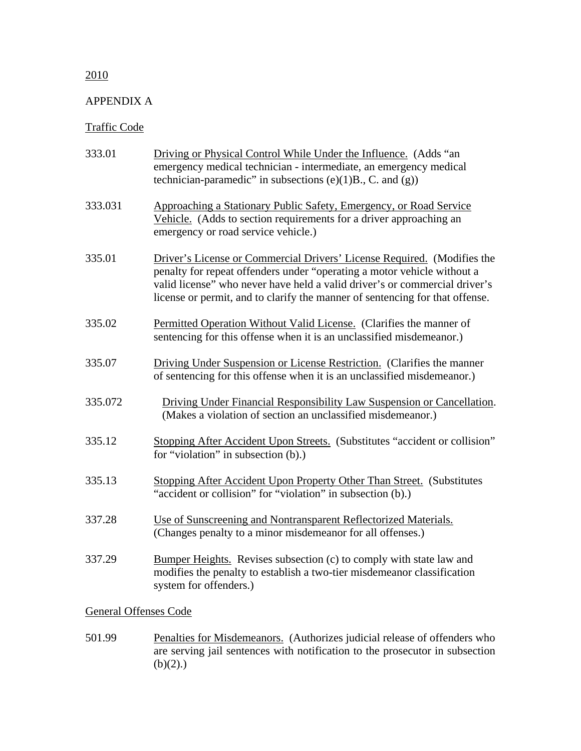2010

APPENDIX A

Traffic Code

| | |
|---|---|
| 333.01 | Driving or Physical Control While Under the Influence. (Adds "an emergency medical technician - intermediate, an emergency medical technician-paramedic" in subsections (e)(1)B., C. and (g)) |
| 333.031 | Approaching a Stationary Public Safety, Emergency, or Road Service Vehicle. (Adds to section requirements for a driver approaching an emergency or road service vehicle.) |
| 335.01 | Driver's License or Commercial Drivers' License Required. (Modifies the penalty for repeat offenders under "operating a motor vehicle without a valid license" who never have held a valid driver's or commercial driver's license or permit, and to clarify the manner of sentencing for that offense. |
| 335.02 | Permitted Operation Without Valid License. (Clarifies the manner of sentencing for this offense when it is an unclassified misdemeanor.) |
| 335.07 | Driving Under Suspension or License Restriction. (Clarifies the manner of sentencing for this offense when it is an unclassified misdemeanor.) |
| 335.072 | Driving Under Financial Responsibility Law Suspension or Cancellation. (Makes a violation of section an unclassified misdemeanor.) |
| 335.12 | Stopping After Accident Upon Streets. (Substitutes "accident or collision" for "violation" in subsection (b).) |
| 335.13 | Stopping After Accident Upon Property Other Than Street. (Substitutes "accident or collision" for "violation" in subsection (b).) |
| 337.28 | Use of Sunscreening and Nontransparent Reflectorized Materials. (Changes penalty to a minor misdemeanor for all offenses.) |
| 337.29 | Bumper Heights. Revises subsection (c) to comply with state law and modifies the penalty to establish a two-tier misdemeanor classification system for offenders.) |

General Offenses Code

| | |
|---|---|
| 501.99 | Penalties for Misdemeanors. (Authorizes judicial release of offenders who are serving jail sentences with notification to the prosecutor in subsection (b)(2).) |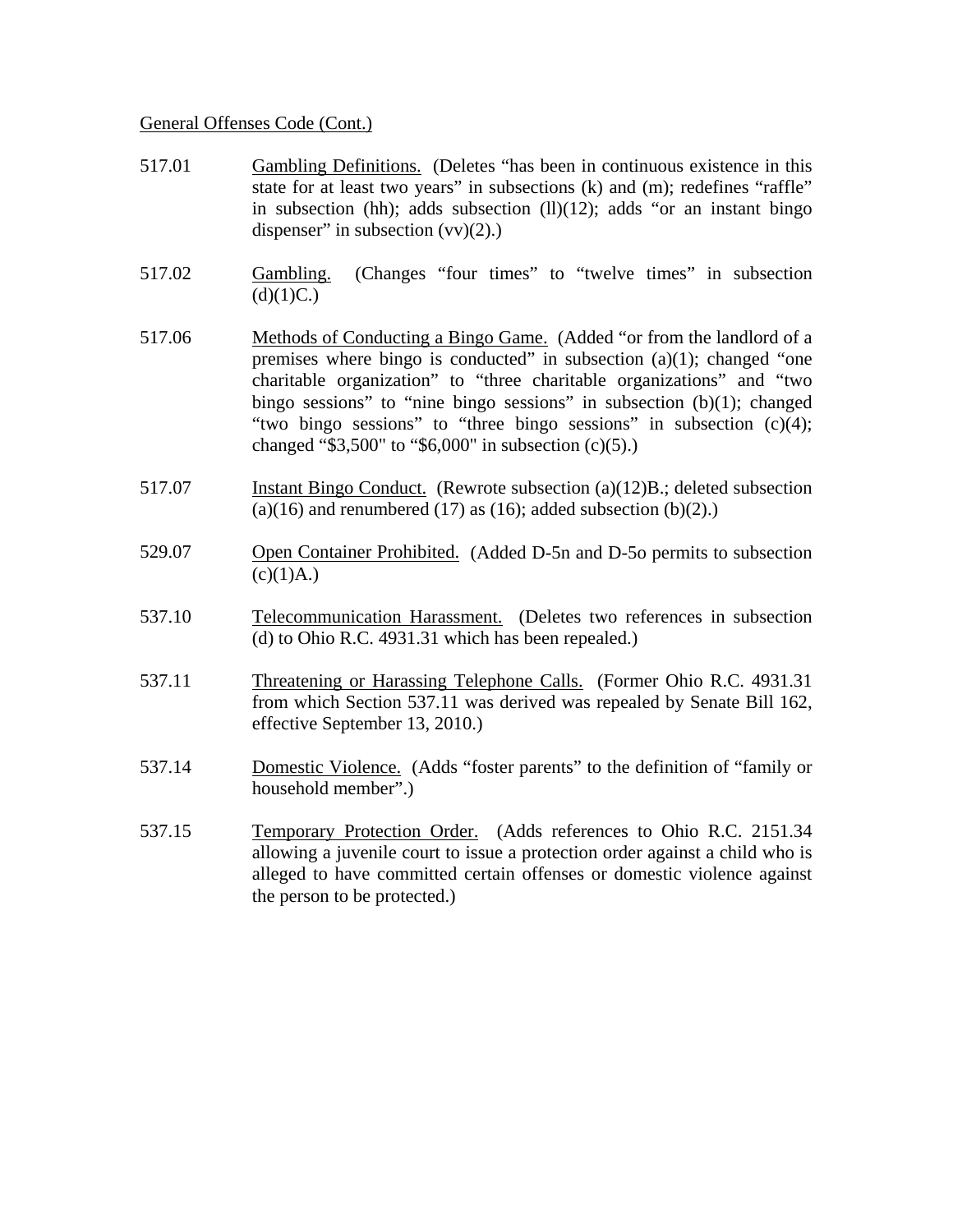General Offenses Code (Cont.)

517.01 Gambling Definitions. (Deletes "has been in continuous existence in this state for at least two years" in subsections (k) and (m); redefines "raffle" in subsection (hh); adds subsection (ll)(12); adds "or an instant bingo dispenser" in subsection (vv)(2).)

517.02 Gambling. (Changes "four times" to "twelve times" in subsection (d)(1)C.)

517.06 Methods of Conducting a Bingo Game. (Added "or from the landlord of a premises where bingo is conducted" in subsection (a)(1); changed "one charitable organization" to "three charitable organizations" and "two bingo sessions" to "nine bingo sessions" in subsection (b)(1); changed "two bingo sessions" to "three bingo sessions" in subsection (c)(4); changed "$3,500" to "$6,000" in subsection (c)(5).)

517.07 Instant Bingo Conduct. (Rewrote subsection (a)(12)B.; deleted subsection (a)(16) and renumbered (17) as (16); added subsection (b)(2).)

529.07 Open Container Prohibited. (Added D-5n and D-5o permits to subsection (c)(1)A.)

537.10 Telecommunication Harassment. (Deletes two references in subsection (d) to Ohio R.C. 4931.31 which has been repealed.)

537.11 Threatening or Harassing Telephone Calls. (Former Ohio R.C. 4931.31 from which Section 537.11 was derived was repealed by Senate Bill 162, effective September 13, 2010.)

537.14 Domestic Violence. (Adds "foster parents" to the definition of "family or household member".)

537.15 Temporary Protection Order. (Adds references to Ohio R.C. 2151.34 allowing a juvenile court to issue a protection order against a child who is alleged to have committed certain offenses or domestic violence against the person to be protected.)